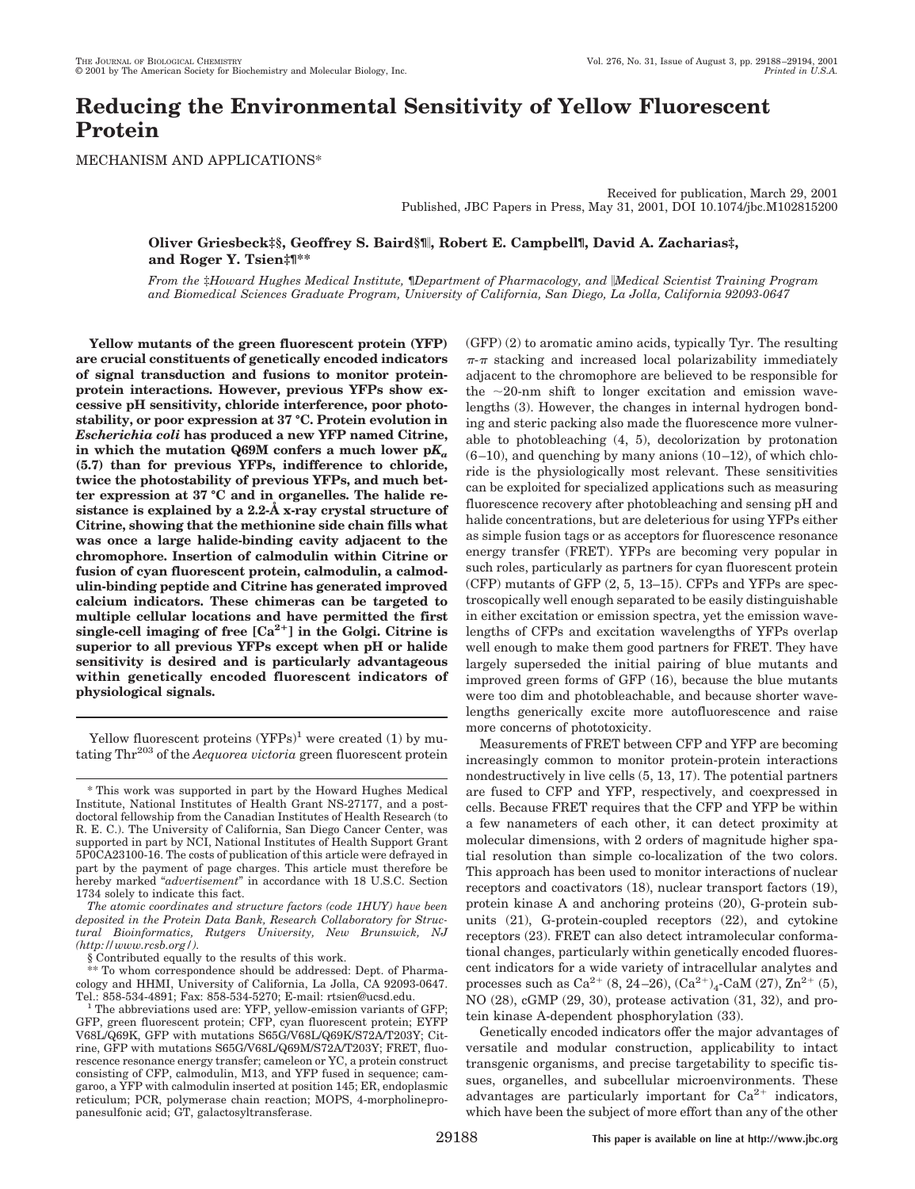# Reducing the Environmental Sensitivity of Yellow Fluorescent Protein

MECHANISM AND APPLICATIONS*

Received for publication, March 29, 2001
Published, JBC Papers in Press, May 31, 2001, DOI 10.1074/jbc.M102815200

**Oliver Griesbeck‡§, Geoffrey S. Baird§¶‖, Robert E. Campbell¶, David A. Zacharias‡, and Roger Y. Tsien‡¶****

*From the ‡Howard Hughes Medical Institute, ¶Department of Pharmacology, and ‖Medical Scientist Training Program and Biomedical Sciences Graduate Program, University of California, San Diego, La Jolla, California 92093-0647*

**Yellow mutants of the green fluorescent protein (YFP) are crucial constituents of genetically encoded indicators of signal transduction and fusions to monitor protein-protein interactions. However, previous YFPs show excessive pH sensitivity, chloride interference, poor photostability, or poor expression at 37 °C. Protein evolution in *Escherichia coli* has produced a new YFP named Citrine, in which the mutation Q69M confers a much lower p$K_a$ (5.7) than for previous YFPs, indifference to chloride, twice the photostability of previous YFPs, and much better expression at 37 °C and in organelles. The halide resistance is explained by a 2.2-Å x-ray crystal structure of Citrine, showing that the methionine side chain fills what was once a large halide-binding cavity adjacent to the chromophore. Insertion of calmodulin within Citrine or fusion of cyan fluorescent protein, calmodulin, a calmodulin-binding peptide and Citrine has generated improved calcium indicators. These chimeras can be targeted to multiple cellular locations and have permitted the first single-cell imaging of free [$Ca^{2+}$] in the Golgi. Citrine is superior to all previous YFPs except when pH or halide sensitivity is desired and is particularly advantageous within genetically encoded fluorescent indicators of physiological signals.**

Yellow fluorescent proteins (YFPs)[1] were created (1) by mutating Thr[203] of the *Aequorea victoria* green fluorescent protein (GFP) (2) to aromatic amino acids, typically Tyr. The resulting $\pi$-$\pi$ stacking and increased local polarizability immediately adjacent to the chromophore are believed to be responsible for the ~20-nm shift to longer excitation and emission wavelengths (3). However, the changes in internal hydrogen bonding and steric packing also made the fluorescence more vulnerable to photobleaching (4, 5), decolorization by protonation (6–10), and quenching by many anions (10–12), of which chloride is the physiologically most relevant. These sensitivities can be exploited for specialized applications such as measuring fluorescence recovery after photobleaching and sensing pH and halide concentrations, but are deleterious for using YFPs either as simple fusion tags or as acceptors for fluorescence resonance energy transfer (FRET). YFPs are becoming very popular in such roles, particularly as partners for cyan fluorescent protein (CFP) mutants of GFP (2, 5, 13–15). CFPs and YFPs are spectroscopically well enough separated to be easily distinguishable in either excitation or emission spectra, yet the emission wavelengths of CFPs and excitation wavelengths of YFPs overlap well enough to make them good partners for FRET. They have largely superseded the initial pairing of blue mutants and improved green forms of GFP (16), because the blue mutants were too dim and photobleachable, and because shorter wavelengths generically excite more autofluorescence and raise more concerns of phototoxicity.

Measurements of FRET between CFP and YFP are becoming increasingly common to monitor protein-protein interactions nondestructively in live cells (5, 13, 17). The potential partners are fused to CFP and YFP, respectively, and coexpressed in cells. Because FRET requires that the CFP and YFP be within a few nanometers of each other, it can detect proximity at molecular dimensions, with 2 orders of magnitude higher spatial resolution than simple co-localization of the two colors. This approach has been used to monitor interactions of nuclear receptors and coactivators (18), nuclear transport factors (19), protein kinase A and anchoring proteins (20), G-protein subunits (21), G-protein-coupled receptors (22), and cytokine receptors (23). FRET can also detect intramolecular conformational changes, particularly within genetically encoded fluorescent indicators for a wide variety of intracellular analytes and processes such as $Ca^{2+}$ (8, 24–26), $(Ca^{2+})_4$-CaM (27), $Zn^{2+}$ (5), NO (28), cGMP (29, 30), protease activation (31, 32), and protein kinase A-dependent phosphorylation (33).

Genetically encoded indicators offer the major advantages of versatile and modular construction, applicability to intact transgenic organisms, and precise targetability to specific tissues, organelles, and subcellular microenvironments. These advantages are particularly important for $Ca^{2+}$ indicators, which have been the subject of more effort than any of the other

\* This work was supported in part by the Howard Hughes Medical Institute, National Institutes of Health Grant NS-27177, and a postdoctoral fellowship from the Canadian Institutes of Health Research (to R. E. C.). The University of California, San Diego Cancer Center, was supported in part by NCI, National Institutes of Health Support Grant 5P0CA23100-16. The costs of publication of this article were defrayed in part by the payment of page charges. This article must therefore be hereby marked "*advertisement*" in accordance with 18 U.S.C. Section 1734 solely to indicate this fact.

*The atomic coordinates and structure factors (code 1HUY) have been deposited in the Protein Data Bank, Research Collaboratory for Structural Bioinformatics, Rutgers University, New Brunswick, NJ (http://www.rcsb.org/).*

§ Contributed equally to the results of this work.

** To whom correspondence should be addressed: Dept. of Pharmacology and HHMI, University of California, La Jolla, CA 92093-0647. Tel.: 858-534-4891; Fax: 858-534-5270; E-mail: rtsien@ucsd.edu.

[1] The abbreviations used are: YFP, yellow-emission variants of GFP; GFP, green fluorescent protein; CFP, cyan fluorescent protein; EYFP V68L/Q69K, GFP with mutations S65G/V68L/Q69K/S72A/T203Y; Citrine, GFP with mutations S65G/V68L/Q69M/S72A/T203Y; FRET, fluorescence resonance energy transfer; cameleon or YC, a protein construct consisting of CFP, calmodulin, M13, and YFP fused in sequence; camgaroo, a YFP with calmodulin inserted at position 145; ER, endoplasmic reticulum; PCR, polymerase chain reaction; MOPS, 4-morpholinepropanesulfonic acid; GT, galactosyltransferase.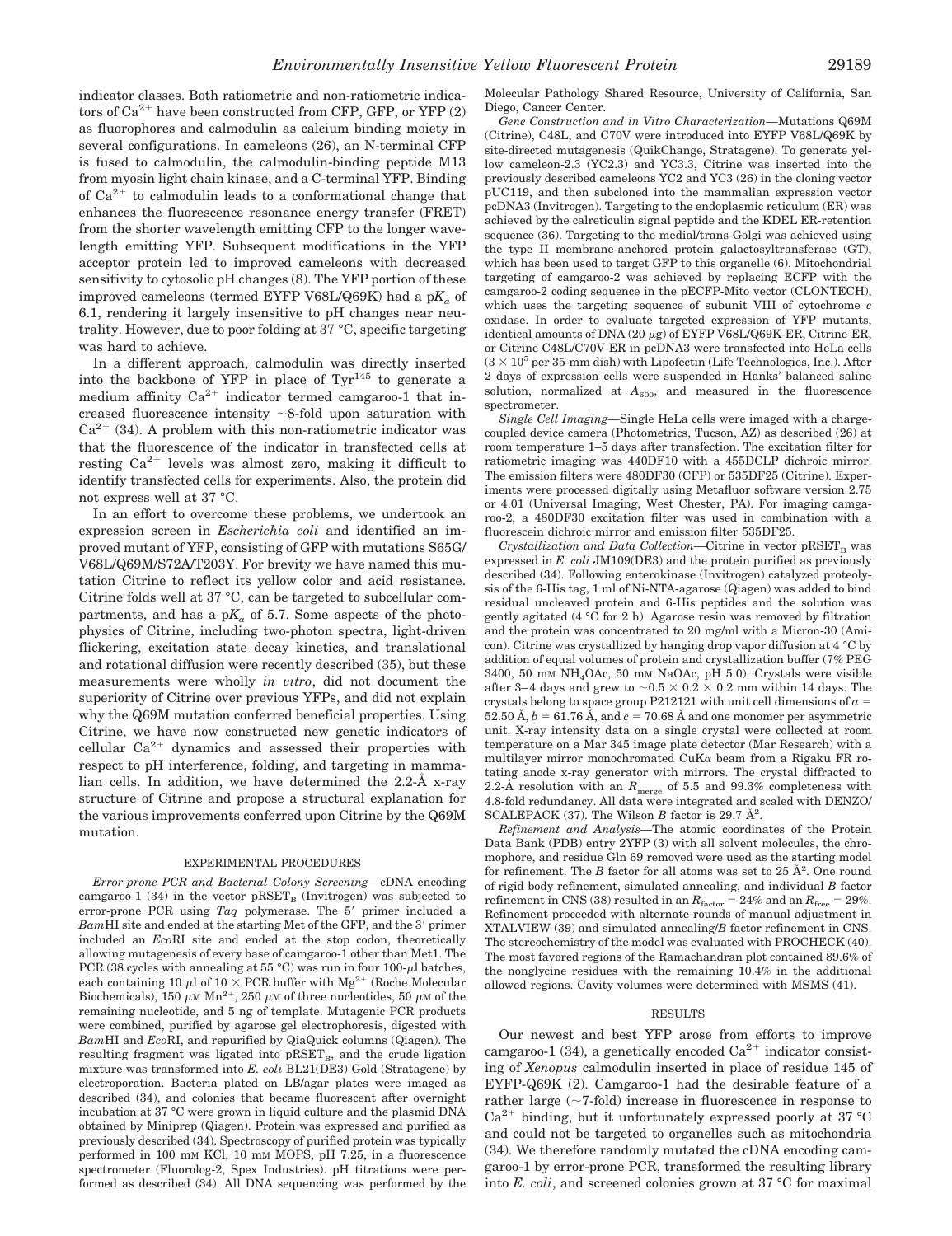indicator classes. Both ratiometric and non-ratiometric indicators of $Ca^{2+}$ have been constructed from CFP, GFP, or YFP (2) as fluorophores and calmodulin as calcium binding moiety in several configurations. In cameleons (26), an N-terminal CFP is fused to calmodulin, the calmodulin-binding peptide M13 from myosin light chain kinase, and a C-terminal YFP. Binding of $Ca^{2+}$ to calmodulin leads to a conformational change that enhances the fluorescence resonance energy transfer (FRET) from the shorter wavelength emitting CFP to the longer wavelength emitting YFP. Subsequent modifications in the YFP acceptor protein led to improved cameleons with decreased sensitivity to cytosolic pH changes (8). The YFP portion of these improved cameleons (termed EYFP V68L/Q69K) had a $pK_a$ of 6.1, rendering it largely insensitive to pH changes near neutrality. However, due to poor folding at 37 °C, specific targeting was hard to achieve.

In a different approach, calmodulin was directly inserted into the backbone of YFP in place of $Tyr^{145}$ to generate a medium affinity $Ca^{2+}$ indicator termed camgaroo-1 that increased fluorescence intensity ~8-fold upon saturation with $Ca^{2+}$ (34). A problem with this non-ratiometric indicator was that the fluorescence of the indicator in transfected cells at resting $Ca^{2+}$ levels was almost zero, making it difficult to identify transfected cells for experiments. Also, the protein did not express well at 37 °C.

In an effort to overcome these problems, we undertook an expression screen in *Escherichia coli* and identified an improved mutant of YFP, consisting of GFP with mutations S65G/V68L/Q69M/S72A/T203Y. For brevity we have named this mutation Citrine to reflect its yellow color and acid resistance. Citrine folds well at 37 °C, can be targeted to subcellular compartments, and has a $pK_a$ of 5.7. Some aspects of the photophysics of Citrine, including two-photon spectra, light-driven flickering, excitation state decay kinetics, and translational and rotational diffusion were recently described (35), but these measurements were wholly *in vitro*, did not document the superiority of Citrine over previous YFPs, and did not explain why the Q69M mutation conferred beneficial properties. Using Citrine, we have now constructed new genetic indicators of cellular $Ca^{2+}$ dynamics and assessed their properties with respect to pH interference, folding, and targeting in mammalian cells. In addition, we have determined the 2.2-Å x-ray structure of Citrine and propose a structural explanation for the various improvements conferred upon Citrine by the Q69M mutation.

## EXPERIMENTAL PROCEDURES

*Error-prone PCR and Bacterial Colony Screening*—cDNA encoding camgaroo-1 (34) in the vector $pRSET_B$ (Invitrogen) was subjected to error-prone PCR using *Taq* polymerase. The 5′ primer included a *Bam*HI site and ended at the starting Met of the GFP, and the 3′ primer included an *Eco*RI site and ended at the stop codon, theoretically allowing mutagenesis of every base of camgaroo-1 other than Met1. The PCR (38 cycles with annealing at 55 °C) was run in four 100-μl batches, each containing 10 μl of 10 × PCR buffer with $Mg^{2+}$ (Roche Molecular Biochemicals), 150 μM $Mn^{2+}$, 250 μM of three nucleotides, 50 μM of the remaining nucleotide, and 5 ng of template. Mutagenic PCR products were combined, purified by agarose gel electrophoresis, digested with *Bam*HI and *Eco*RI, and repurified by QiaQuick columns (Qiagen). The resulting fragment was ligated into $pRSET_B$, and the crude ligation mixture was transformed into *E. coli* BL21(DE3) Gold (Stratagene) by electroporation. Bacteria plated on LB/agar plates were imaged as described (34), and colonies that became fluorescent after overnight incubation at 37 °C were grown in liquid culture and the plasmid DNA obtained by Miniprep (Qiagen). Protein was expressed and purified as previously described (34). Spectroscopy of purified protein was typically performed in 100 mM KCl, 10 mM MOPS, pH 7.25, in a fluorescence spectrometer (Fluorolog-2, Spex Industries). pH titrations were performed as described (34). All DNA sequencing was performed by the Molecular Pathology Shared Resource, University of California, San Diego, Cancer Center.

*Gene Construction and in Vitro Characterization*—Mutations Q69M (Citrine), C48L, and C70V were introduced into EYFP V68L/Q69K by site-directed mutagenesis (QuikChange, Stratagene). To generate yellow cameleon-2.3 (YC2.3) and YC3.3, Citrine was inserted into the previously described cameleons YC2 and YC3 (26) in the cloning vector pUC119, and then subcloned into the mammalian expression vector pcDNA3 (Invitrogen). Targeting to the endoplasmic reticulum (ER) was achieved by the calreticulin signal peptide and the KDEL ER-retention sequence (36). Targeting to the medial/trans-Golgi was achieved using the type II membrane-anchored protein galactosyltransferase (GT), which has been used to target GFP to this organelle (6). Mitochondrial targeting of camgaroo-2 was achieved by replacing ECFP with the camgaroo-2 coding sequence in the pECFP-Mito vector (CLONTECH), which uses the targeting sequence of subunit VIII of cytochrome *c* oxidase. In order to evaluate targeted expression of YFP mutants, identical amounts of DNA (20 μg) of EYFP V68L/Q69K-ER, Citrine-ER, or Citrine C48L/C70V-ER in pcDNA3 were transfected into HeLa cells ($3 \times 10^5$ per 35-mm dish) with Lipofectin (Life Technologies, Inc.). After 2 days of expression cells were suspended in Hanks' balanced saline solution, normalized at $A_{600}$, and measured in the fluorescence spectrometer.

*Single Cell Imaging*—Single HeLa cells were imaged with a charge-coupled device camera (Photometrics, Tucson, AZ) as described (26) at room temperature 1–5 days after transfection. The excitation filter for ratiometric imaging was 440DF10 with a 455DCLP dichroic mirror. The emission filters were 480DF30 (CFP) or 535DF25 (Citrine). Experiments were processed digitally using Metafluor software version 2.75 or 4.01 (Universal Imaging, West Chester, PA). For imaging camgaroo-2, a 480DF30 excitation filter was used in combination with a fluorescein dichroic mirror and emission filter 535DF25.

*Crystallization and Data Collection*—Citrine in vector $pRSET_B$ was expressed in *E. coli* JM109(DE3) and the protein purified as previously described (34). Following enterokinase (Invitrogen) catalyzed proteolysis of the 6-His tag, 1 ml of Ni-NTA-agarose (Qiagen) was added to bind residual uncleaved protein and 6-His peptides and the solution was gently agitated (4 °C for 2 h). Agarose resin was removed by filtration and the protein was concentrated to 20 mg/ml with a Micron-30 (Amicon). Citrine was crystallized by hanging drop vapor diffusion at 4 °C by addition of equal volumes of protein and crystallization buffer (7% PEG 3400, 50 mM $NH_4OAc$, 50 mM NaOAc, pH 5.0). Crystals were visible after 3–4 days and grew to ~$0.5 \times 0.2 \times 0.2$ mm within 14 days. The crystals belong to space group P212121 with unit cell dimensions of $a$ = 52.50 Å, $b$ = 61.76 Å, and $c$ = 70.68 Å and one monomer per asymmetric unit. X-ray intensity data on a single crystal were collected at room temperature on a Mar 345 image plate detector (Mar Research) with a multilayer mirror monochromated CuKα beam from a Rigaku FR rotating anode x-ray generator with mirrors. The crystal diffracted to 2.2-Å resolution with an $R_{merge}$ of 5.5 and 99.3% completeness with 4.8-fold redundancy. All data were integrated and scaled with DENZO/SCALEPACK (37). The Wilson $B$ factor is 29.7 $Å^2$.

*Refinement and Analysis*—The atomic coordinates of the Protein Data Bank (PDB) entry 2YFP (3) with all solvent molecules, the chromophore, and residue Gln 69 removed were used as the starting model for refinement. The $B$ factor for all atoms was set to 25 $Å^2$. One round of rigid body refinement, simulated annealing, and individual $B$ factor refinement in CNS (38) resulted in an $R_{factor}$ = 24% and an $R_{free}$ = 29%. Refinement proceeded with alternate rounds of manual adjustment in XTALVIEW (39) and simulated annealing/$B$ factor refinement in CNS. The stereochemistry of the model was evaluated with PROCHECK (40). The most favored regions of the Ramachandran plot contained 89.6% of the nonglycine residues with the remaining 10.4% in the additional allowed regions. Cavity volumes were determined with MSMS (41).

## RESULTS

Our newest and best YFP arose from efforts to improve camgaroo-1 (34), a genetically encoded $Ca^{2+}$ indicator consisting of *Xenopus* calmodulin inserted in place of residue 145 of EYFP-Q69K (2). Camgaroo-1 had the desirable feature of a rather large (~7-fold) increase in fluorescence in response to $Ca^{2+}$ binding, but it unfortunately expressed poorly at 37 °C and could not be targeted to organelles such as mitochondria (34). We therefore randomly mutated the cDNA encoding camgaroo-1 by error-prone PCR, transformed the resulting library into *E. coli*, and screened colonies grown at 37 °C for maximal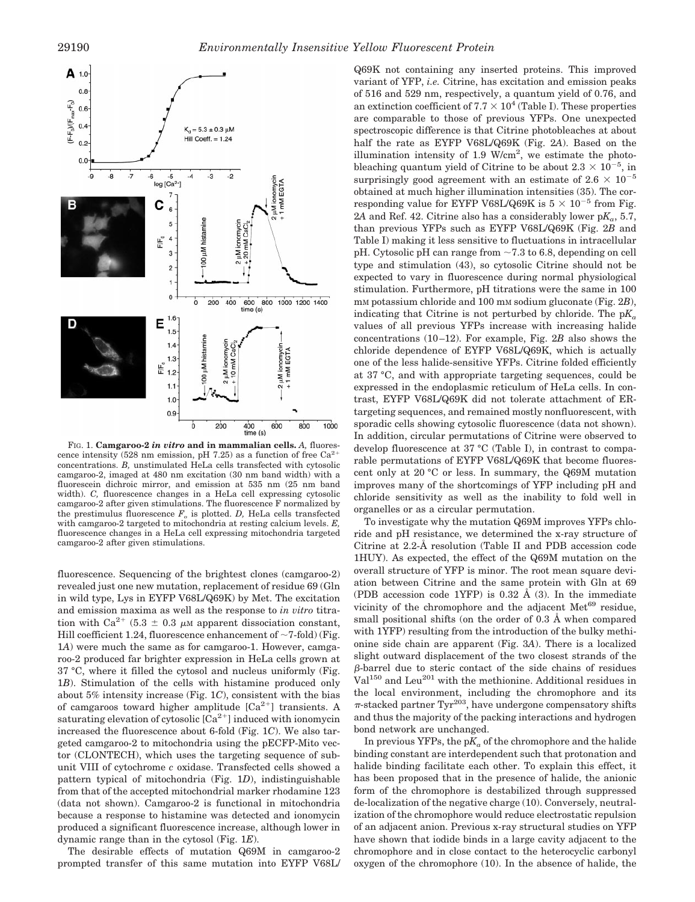FIG. 1. **Camgaroo-2 *in vitro* and in mammalian cells.** *A*, fluorescence intensity (528 nm emission, pH 7.25) as a function of free $Ca^{2+}$ concentrations. *B*, unstimulated HeLa cells transfected with cytosolic camgaroo-2, imaged at 480 nm excitation (30 nm band width) with a fluorescein dichroic mirror, and emission at 535 nm (25 nm band width). *C*, fluorescence changes in a HeLa cell expressing cytosolic camgaroo-2 after given stimulations. The fluorescence F normalized by the prestimulus fluorescence $F_o$ is plotted. *D*, HeLa cells transfected with camgaroo-2 targeted to mitochondria at resting calcium levels. *E*, fluorescence changes in a HeLa cell expressing mitochondria targeted camgaroo-2 after given stimulations.

fluorescence. Sequencing of the brightest clones (camgaroo-2) revealed just one new mutation, replacement of residue 69 (Gln in wild type, Lys in EYFP V68L/Q69K) by Met. The excitation and emission maxima as well as the response to *in vitro* titration with $Ca^{2+}$ (5.3 ± 0.3 μM apparent dissociation constant, Hill coefficient 1.24, fluorescence enhancement of ~7-fold) (Fig. 1*A*) were much the same as for camgaroo-1. However, camgaroo-2 produced far brighter expression in HeLa cells grown at 37 °C, where it filled the cytosol and nucleus uniformly (Fig. 1*B*). Stimulation of the cells with histamine produced only about 5% intensity increase (Fig. 1*C*), consistent with the bias of camgaroos toward higher amplitude $[Ca^{2+}]$ transients. A saturating elevation of cytosolic $[Ca^{2+}]$ induced with ionomycin increased the fluorescence about 6-fold (Fig. 1*C*). We also targeted camgaroo-2 to mitochondria using the pECFP-Mito vector (CLONTECH), which uses the targeting sequence of subunit VIII of cytochrome *c* oxidase. Transfected cells showed a pattern typical of mitochondria (Fig. 1*D*), indistinguishable from that of the accepted mitochondrial marker rhodamine 123 (data not shown). Camgaroo-2 is functional in mitochondria because a response to histamine was detected and ionomycin produced a significant fluorescence increase, although lower in dynamic range than in the cytosol (Fig. 1*E*).

The desirable effects of mutation Q69M in camgaroo-2 prompted transfer of this same mutation into EYFP V68L/Q69K not containing any inserted proteins. This improved variant of YFP, *i.e.* Citrine, has excitation and emission peaks of 516 and 529 nm, respectively, a quantum yield of 0.76, and an extinction coefficient of $7.7 \times 10^4$ (Table I). These properties are comparable to those of previous YFPs. One unexpected spectroscopic difference is that Citrine photobleaches at about half the rate as EYFP V68L/Q69K (Fig. 2*A*). Based on the illumination intensity of 1.9 W/cm$^2$, we estimate the photobleaching quantum yield of Citrine to be about $2.3 \times 10^{-5}$, in surprisingly good agreement with an estimate of $2.6 \times 10^{-5}$ obtained at much higher illumination intensities (35). The corresponding value for EYFP V68L/Q69K is $5 \times 10^{-5}$ from Fig. 2*A* and Ref. 42. Citrine also has a considerably lower $pK_a$, 5.7, than previous YFPs such as EYFP V68L/Q69K (Fig. 2*B* and Table I) making it less sensitive to fluctuations in intracellular pH. Cytosolic pH can range from ~7.3 to 6.8, depending on cell type and stimulation (43), so cytosolic Citrine should not be expected to vary in fluorescence during normal physiological stimulation. Furthermore, pH titrations were the same in 100 mM potassium chloride and 100 mM sodium gluconate (Fig. 2*B*), indicating that Citrine is not perturbed by chloride. The $pK_a$ values of all previous YFPs increase with increasing halide concentrations (10–12). For example, Fig. 2*B* also shows the chloride dependence of EYFP V68L/Q69K, which is actually one of the less halide-sensitive YFPs. Citrine folded efficiently at 37 °C, and with appropriate targeting sequences, could be expressed in the endoplasmic reticulum of HeLa cells. In contrast, EYFP V68L/Q69K did not tolerate attachment of ER-targeting sequences, and remained mostly nonfluorescent, with sporadic cells showing cytosolic fluorescence (data not shown). In addition, circular permutations of Citrine were observed to develop fluorescence at 37 °C (Table I), in contrast to comparable permutations of EYFP V68L/Q69K that become fluorescent only at 20 °C or less. In summary, the Q69M mutation improves many of the shortcomings of YFP including pH and chloride sensitivity as well as the inability to fold well in organelles or as a circular permutation.

To investigate why the mutation Q69M improves YFPs chloride and pH resistance, we determined the x-ray structure of Citrine at 2.2-Å resolution (Table II and PDB accession code 1HUY). As expected, the effect of the Q69M mutation on the overall structure of YFP is minor. The root mean square deviation between Citrine and the same protein with Gln at 69 (PDB accession code 1YFP) is 0.32 Å (3). In the immediate vicinity of the chromophore and the adjacent Met[69] residue, small positional shifts (on the order of 0.3 Å when compared with 1YFP) resulting from the introduction of the bulky methionine side chain are apparent (Fig. 3*A*). There is a localized slight outward displacement of the two closest strands of the β-barrel due to steric contact of the side chains of residues Val[150] and Leu[201] with the methionine. Additional residues in the local environment, including the chromophore and its π-stacked partner Tyr[203], have undergone compensatory shifts and thus the majority of the packing interactions and hydrogen bond network are unchanged.

In previous YFPs, the $pK_a$ of the chromophore and the halide binding constant are interdependent such that protonation and halide binding facilitate each other. To explain this effect, it has been proposed that in the presence of halide, the anionic form of the chromophore is destabilized through suppressed de-localization of the negative charge (10). Conversely, neutralization of the chromophore would reduce electrostatic repulsion of an adjacent anion. Previous x-ray structural studies on YFP have shown that iodide binds in a large cavity adjacent to the chromophore and in close contact to the heterocyclic carbonyl oxygen of the chromophore (10). In the absence of halide, the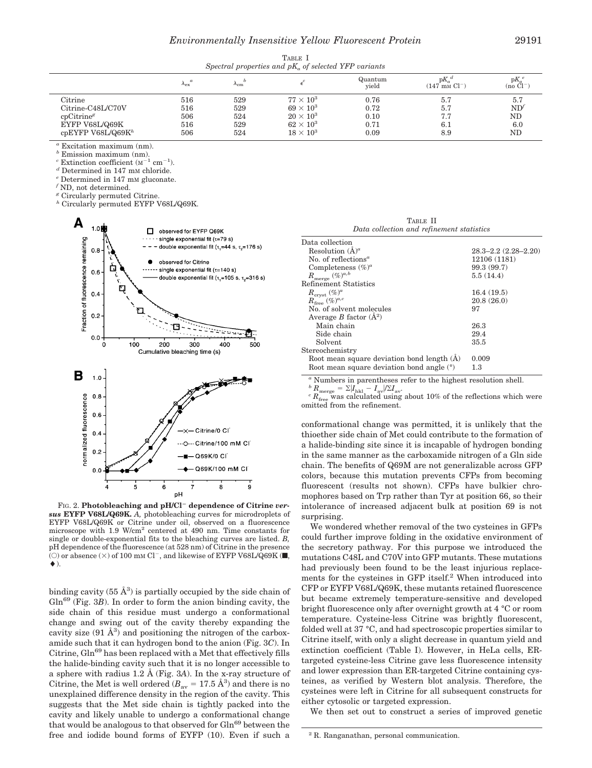TABLE I
*Spectral properties and $pK_a$ of selected YFP variants*

| | $\lambda_{ex}$[a] | $\lambda_{em}$[b] | $\epsilon$[c] | Quantum yield | $pK_a$[d] (147 mM $Cl^-$) | $pK_a$[e] (no $Cl^-$) |
|---|---|---|---|---|---|---|
| Citrine | 516 | 529 | $77 \times 10^3$ | 0.76 | 5.7 | 5.7 |
| Citrine-C48L/C70V | 516 | 529 | $69 \times 10^3$ | 0.72 | 5.7 | ND[f] |
| cpCitrine[g] | 506 | 524 | $20 \times 10^3$ | 0.10 | 7.7 | ND |
| EYFP V68L/Q69K | 516 | 529 | $62 \times 10^3$ | 0.71 | 6.1 | 6.0 |
| cpEYFP V68L/Q69K[h] | 506 | 524 | $18 \times 10^3$ | 0.09 | 8.9 | ND |

[a] Excitation maximum (nm).
[b] Emission maximum (nm).
[c] Extinction coefficient ($M^{-1}$ $cm^{-1}$).
[d] Determined in 147 mM chloride.
[e] Determined in 147 mM gluconate.
[f] ND, not determined.
[g] Circularly permuted Citrine.
[h] Circularly permuted EYFP V68L/Q69K.

FIG. 2. **Photobleaching and pH/$Cl^-$ dependence of Citrine *versus* EYFP V68L/Q69K.** *A*, photobleaching curves for microdroplets of EYFP V68L/Q69K or Citrine under oil, observed on a fluorescence microscope with 1.9 W/$cm^2$ centered at 490 nm. Time constants for single or double-exponential fits to the bleaching curves are listed. *B*, pH dependence of the fluorescence (at 528 nm) of Citrine in the presence (○) or absence (×) of 100 mM $Cl^-$, and likewise of EYFP V68L/Q69K (■, ◆).

TABLE II
*Data collection and refinement statistics*

| | |
|---|---|
| Data collection | |
| Resolution (Å)[a] | 28.3–2.2 (2.28–2.20) |
| No. of reflections[a] | 12106 (1181) |
| Completeness (%)[a] | 99.3 (99.7) |
| $R_{merge}$ (%)[a,b] | 5.5 (14.4) |
| Refinement Statistics | |
| $R_{cryst}$ (%)[a] | 16.4 (19.5) |
| $R_{free}$ (%)[a,c] | 20.8 (26.0) |
| No. of solvent molecules | 97 |
| Average *B* factor (Å$^2$) | |
| Main chain | 26.3 |
| Side chain | 29.4 |
| Solvent | 35.5 |
| Stereochemistry | |
| Root mean square deviation bond length (Å) | 0.009 |
| Root mean square deviation bond angle (°) | 1.3 |

[a] Numbers in parentheses refer to the highest resolution shell.
[b] $R_{merge} = \Sigma|I_{hkl} - I_{av}|/\Sigma I_{av}$.
[c] $R_{free}$ was calculated using about 10% of the reflections which were omitted from the refinement.

binding cavity (55 Å$^3$) is partially occupied by the side chain of $Gln^{69}$ (Fig. 3*B*). In order to form the anion binding cavity, the side chain of this residue must undergo a conformational change and swing out of the cavity thereby expanding the cavity size (91 Å$^3$) and positioning the nitrogen of the carboxamide such that it can hydrogen bond to the anion (Fig. 3*C*). In Citrine, $Gln^{69}$ has been replaced with a Met that effectively fills the halide-binding cavity such that it is no longer accessible to a sphere with radius 1.2 Å (Fig. 3*A*). In the x-ray structure of Citrine, the Met is well ordered ($B_{av}$ = 17.5 Å$^3$) and there is no unexplained difference density in the region of the cavity. This suggests that the Met side chain is tightly packed into the cavity and likely unable to undergo a conformational change that would be analogous to that observed for $Gln^{69}$ between the free and iodide bound forms of EYFP (10). Even if such a conformational change was permitted, it is unlikely that the thioether side chain of Met could contribute to the formation of a halide-binding site since it is incapable of hydrogen bonding in the same manner as the carboxamide nitrogen of a Gln side chain. The benefits of Q69M are not generalizable across GFP colors, because this mutation prevents CFPs from becoming fluorescent (results not shown). CFPs have bulkier chromophores based on Trp rather than Tyr at position 66, so their intolerance of increased adjacent bulk at position 69 is not surprising.

We wondered whether removal of the two cysteines in GFPs could further improve folding in the oxidative environment of the secretory pathway. For this purpose we introduced the mutations C48L and C70V into GFP mutants. These mutations had previously been found to be the least injurious replacements for the cysteines in GFP itself.[2] When introduced into CFP or EYFP V68L/Q69K, these mutants retained fluorescence but became extremely temperature-sensitive and developed bright fluorescence only after overnight growth at 4 °C or room temperature. Cysteine-less Citrine was brightly fluorescent, folded well at 37 °C, and had spectroscopic properties similar to Citrine itself, with only a slight decrease in quantum yield and extinction coefficient (Table I). However, in HeLa cells, ER-targeted cysteine-less Citrine gave less fluorescence intensity and lower expression than ER-targeted Citrine containing cysteines, as verified by Western blot analysis. Therefore, the cysteines were left in Citrine for all subsequent constructs for either cytosolic or targeted expression.

We then set out to construct a series of improved genetic

[2] R. Ranganathan, personal communication.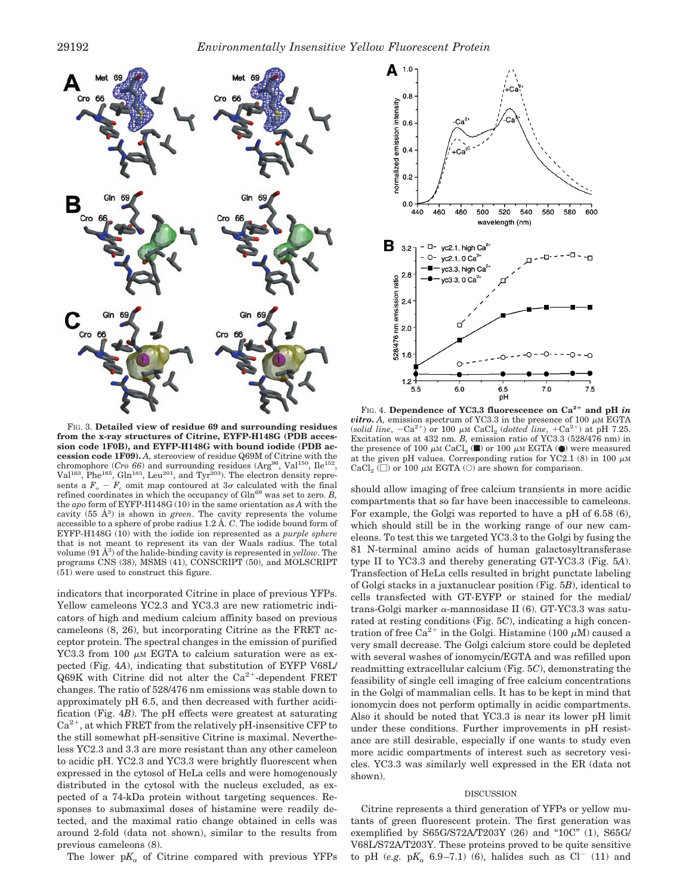FIG. 3. **Detailed view of residue 69 and surrounding residues from the x-ray structures of Citrine, EYFP-H148G (PDB accession code 1F0B), and EYFP-H148G with bound iodide (PDB accession code 1F09).** *A,* stereoview of residue Q69M of Citrine with the chromophore (*Cro 66*) and surrounding residues (Arg[96], Val[150], Ile[152], Val[163], Phe[165], Gln[183], Leu[201], and Tyr[203]). The electron density represents a $F_o - F_c$ omit map contoured at 3σ calculated with the final refined coordinates in which the occupancy of Gln[69] was set to zero. *B,* the *apo* form of EYFP-H148G (10) in the same orientation as *A* with the cavity (55 Å³) is shown in *green*. The cavity represents the volume accessible to a sphere of probe radius 1.2 Å. *C.* The iodide bound form of EYFP-H148G (10) with the iodide ion represented as a *purple sphere* that is not meant to represent its van der Waals radius. The total volume (91 Å³) of the halide-binding cavity is represented in *yellow*. The programs CNS (38), MSMS (41), CONSCRIPT (50), and MOLSCRIPT (51) were used to construct this figure.

indicators that incorporated Citrine in place of previous YFPs. Yellow cameleons YC2.3 and YC3.3 are new ratiometric indicators of high and medium calcium affinity based on previous cameleons (8, 26), but incorporating Citrine as the FRET acceptor protein. The spectral changes in the emission of purified YC3.3 from 100 μM EGTA to calcium saturation were as expected (Fig. 4*A*), indicating that substitution of EYFP V68L/Q69K with Citrine did not alter the $Ca^{2+}$-dependent FRET changes. The ratio of 528/476 nm emissions was stable down to approximately pH 6.5, and then decreased with further acidification (Fig. 4*B*). The pH effects were greatest at saturating $Ca^{2+}$, at which FRET from the relatively pH-insensitive CFP to the still somewhat pH-sensitive Citrine is maximal. Nevertheless YC2.3 and 3.3 are more resistant than any other cameleon to acidic pH. YC2.3 and YC3.3 were brightly fluorescent when expressed in the cytosol of HeLa cells and were homogenously distributed in the cytosol with the nucleus excluded, as expected of a 74-kDa protein without targeting sequences. Responses to submaximal doses of histamine were readily detected, and the maximal ratio change obtained in cells was around 2-fold (data not shown), similar to the results from previous cameleons (8).

The lower $pK_a$ of Citrine compared with previous YFPs should allow imaging of free calcium transients in more acidic compartments that so far have been inaccessible to cameleons. For example, the Golgi was reported to have a pH of 6.58 (6), which should still be in the working range of our new cameleons. To test this we targeted YC3.3 to the Golgi by fusing the 81 N-terminal amino acids of human galactosyltransferase type II to YC3.3 and thereby generating GT-YC3.3 (Fig. 5*A*). Transfection of HeLa cells resulted in bright punctate labeling of Golgi stacks in a juxtanuclear position (Fig. 5*B*), identical to cells transfected with GT-EYFP or stained for the medial/trans-Golgi marker α-mannosidase II (6). GT-YC3.3 was saturated at resting conditions (Fig. 5*C*), indicating a high concentration of free $Ca^{2+}$ in the Golgi. Histamine (100 μM) caused a very small decrease. The Golgi calcium store could be depleted with several washes of ionomycin/EGTA and was refilled upon readmitting extracellular calcium (Fig. 5*C*), demonstrating the feasibility of single cell imaging of free calcium concentrations in the Golgi of mammalian cells. It has to be kept in mind that ionomycin does not perform optimally in acidic compartments. Also it should be noted that YC3.3 is near its lower pH limit under these conditions. Further improvements in pH resistance are still desirable, especially if one wants to study even more acidic compartments of interest such as secretory vesicles. YC3.3 was similarly well expressed in the ER (data not shown).

FIG. 4. **Dependence of YC3.3 fluorescence on $Ca^{2+}$ and pH *in vitro*.** *A,* emission spectrum of YC3.3 in the presence of 100 μM EGTA (*solid line*, $-Ca^{2+}$) or 100 μM $CaCl_2$ (*dotted line*, $+Ca^{2+}$) at pH 7.25. Excitation was at 432 nm. *B,* emission ratio of YC3.3 (528/476 nm) in the presence of 100 μM $CaCl_2$ (■) or 100 μM EGTA (●) were measured at the given pH values. Corresponding ratios for YC2.1 (8) in 100 μM $CaCl_2$ (□) or 100 μM EGTA (○) are shown for comparison.

## DISCUSSION

Citrine represents a third generation of YFPs or yellow mutants of green fluorescent protein. The first generation was exemplified by S65G/S72A/T203Y (26) and "10C" (1), S65G/V68L/S72A/T203Y. These proteins proved to be quite sensitive to pH (*e.g.* $pK_a$ 6.9–7.1) (6), halides such as $Cl^-$ (11) and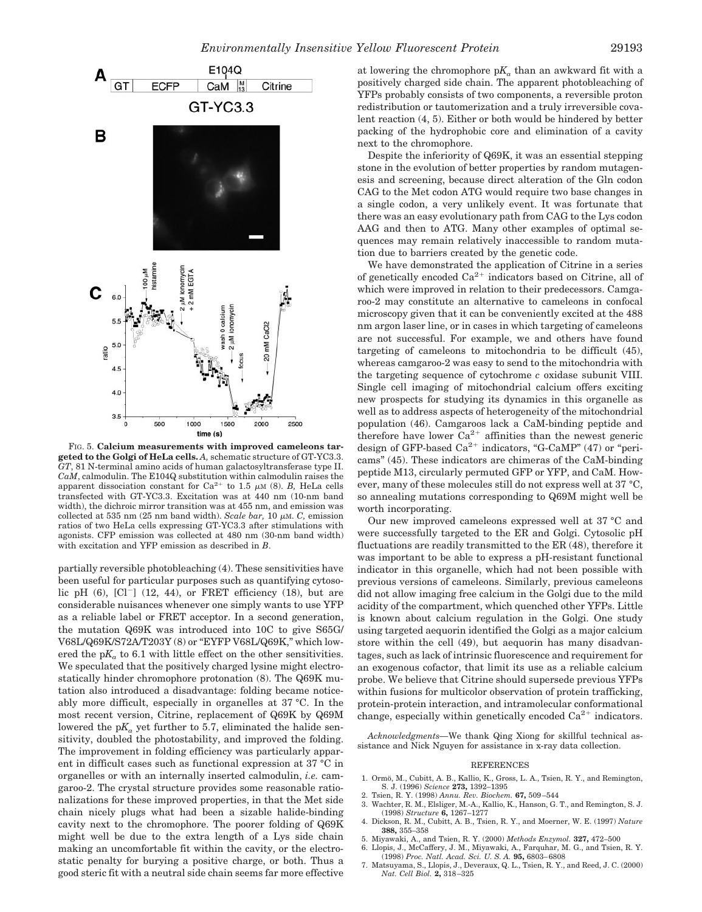FIG. 5. **Calcium measurements with improved cameleons targeted to the Golgi of HeLa cells.** *A,* schematic structure of GT-YC3.3. *GT*, 81 N-terminal amino acids of human galactosyltransferase type II. *CaM*, calmodulin. The E104Q substitution within calmodulin raises the apparent dissociation constant for $Ca^{2+}$ to 1.5 μM (8). *B,* HeLa cells transfected with GT-YC3.3. Excitation was at 440 nm (10-nm band width), the dichroic mirror transition was at 455 nm, and emission was collected at 535 nm (25 nm band width). *Scale bar,* 10 μM. *C,* emission ratios of two HeLa cells expressing GT-YC3.3 after stimulations with agonists. CFP emission was collected at 480 nm (30-nm band width) with excitation and YFP emission as described in *B*.

partially reversible photobleaching (4). These sensitivities have been useful for particular purposes such as quantifying cytosolic pH (6), $[Cl^-]$ (12, 44), or FRET efficiency (18), but are considerable nuisances whenever one simply wants to use YFP as a reliable label or FRET acceptor. In a second generation, the mutation Q69K was introduced into 10C to give S65G/V68L/Q69K/S72A/T203Y (8) or "EYFP V68L/Q69K," which lowered the p$K_a$ to 6.1 with little effect on the other sensitivities. We speculated that the positively charged lysine might electrostatically hinder chromophore protonation (8). The Q69K mutation also introduced a disadvantage: folding became noticeably more difficult, especially in organelles at 37 °C. In the most recent version, Citrine, replacement of Q69K by Q69M lowered the p$K_a$ yet further to 5.7, eliminated the halide sensitivity, doubled the photostability, and improved the folding. The improvement in folding efficiency was particularly apparent in difficult cases such as functional expression at 37 °C in organelles or with an internally inserted calmodulin, *i.e.* camgaroo-2. The crystal structure provides some reasonable rationalizations for these improved properties, in that the Met side chain nicely plugs what had been a sizable halide-binding cavity next to the chromophore. The poorer folding of Q69K might well be due to the extra length of a Lys side chain making an uncomfortable fit within the cavity, or the electrostatic penalty for burying a positive charge, or both. Thus a good steric fit with a neutral side chain seems far more effective at lowering the chromophore p$K_a$ than an awkward fit with a positively charged side chain. The apparent photobleaching of YFPs probably consists of two components, a reversible proton redistribution or tautomerization and a truly irreversible covalent reaction (4, 5). Either or both would be hindered by better packing of the hydrophobic core and elimination of a cavity next to the chromophore.

Despite the inferiority of Q69K, it was an essential stepping stone in the evolution of better properties by random mutagenesis and screening, because direct alteration of the Gln codon CAG to the Met codon ATG would require two base changes in a single codon, a very unlikely event. It was fortunate that there was an easy evolutionary path from CAG to the Lys codon AAG and then to ATG. Many other examples of optimal sequences may remain relatively inaccessible to random mutation due to barriers created by the genetic code.

We have demonstrated the application of Citrine in a series of genetically encoded $Ca^{2+}$ indicators based on Citrine, all of which were improved in relation to their predecessors. Camgaroo-2 may constitute an alternative to cameleons in confocal microscopy given that it can be conveniently excited at the 488 nm argon laser line, or in cases in which targeting of cameleons are not successful. For example, we and others have found targeting of cameleons to mitochondria to be difficult (45), whereas camgaroo-2 was easy to send to the mitochondria with the targeting sequence of cytochrome *c* oxidase subunit VIII. Single cell imaging of mitochondrial calcium offers exciting new prospects for studying its dynamics in this organelle as well as to address aspects of heterogeneity of the mitochondrial population (46). Camgaroos lack a CaM-binding peptide and therefore have lower $Ca^{2+}$ affinities than the newest generic design of GFP-based $Ca^{2+}$ indicators, "G-CaMP" (47) or "pericams" (45). These indicators are chimeras of the CaM-binding peptide M13, circularly permuted GFP or YFP, and CaM. However, many of these molecules still do not express well at 37 °C, so annealing mutations corresponding to Q69M might well be worth incorporating.

Our new improved cameleons expressed well at 37 °C and were successfully targeted to the ER and Golgi. Cytosolic pH fluctuations are readily transmitted to the ER (48), therefore it was important to be able to express a pH-resistant functional indicator in this organelle, which had not been possible with previous versions of cameleons. Similarly, previous cameleons did not allow imaging free calcium in the Golgi due to the mild acidity of the compartment, which quenched other YFPs. Little is known about calcium regulation in the Golgi. One study using targeted aequorin identified the Golgi as a major calcium store within the cell (49), but aequorin has many disadvantages, such as lack of intrinsic fluorescence and requirement for an exogenous cofactor, that limit its use as a reliable calcium probe. We believe that Citrine should supersede previous YFPs within fusions for multicolor observation of protein trafficking, protein-protein interaction, and intramolecular conformational change, especially within genetically encoded $Ca^{2+}$ indicators.

*Acknowledgments*—We thank Qing Xiong for skillful technical assistance and Nick Nguyen for assistance in x-ray data collection.

## REFERENCES

1. Ormö, M., Cubitt, A. B., Kallio, K., Gross, L. A., Tsien, R. Y., and Remington, S. J. (1996) *Science* **273,** 1392–1395
2. Tsien, R. Y. (1998) *Annu. Rev. Biochem.* **67,** 509–544
3. Wachter, R. M., Elsliger, M.-A., Kallio, K., Hanson, G. T., and Remington, S. J. (1998) *Structure* **6,** 1267–1277
4. Dickson, R. M., Cubitt, A. B., Tsien, R. Y., and Moerner, W. E. (1997) *Nature* **388,** 355–358
5. Miyawaki, A., and Tsien, R. Y. (2000) *Methods Enzymol.* **327,** 472–500
6. Llopis, J., McCaffery, J. M., Miyawaki, A., Farquhar, M. G., and Tsien, R. Y. (1998) *Proc. Natl. Acad. Sci. U. S. A.* **95,** 6803–6808
7. Matsuyama, S., Llopis, J., Deveraux, Q. L., Tsien, R. Y., and Reed, J. C. (2000) *Nat. Cell Biol.* **2,** 318–325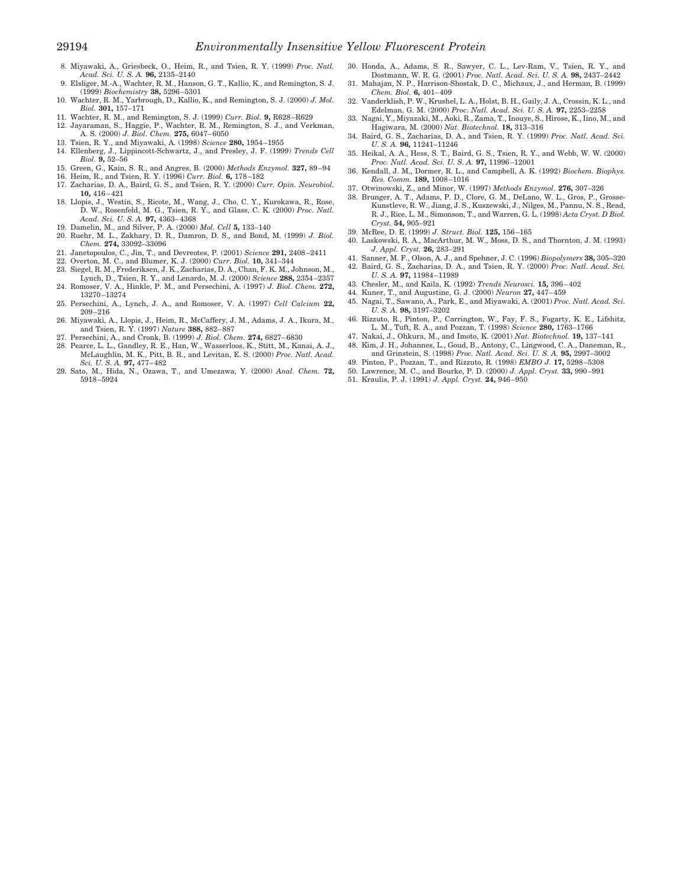8. Miyawaki, A., Griesbeck, O., Heim, R., and Tsien, R. Y. (1999) *Proc. Natl. Acad. Sci. U. S. A.* **96,** 2135–2140
9. Elsliger, M.-A., Wachter, R. M., Hanson, G. T., Kallio, K., and Remington, S. J. (1999) *Biochemistry* **38,** 5296–5301
10. Wachter, R. M., Yarbrough, D., Kallio, K., and Remington, S. J. (2000) *J. Mol. Biol.* **301,** 157–171
11. Wachter, R. M., and Remington, S. J. (1999) *Curr. Biol.* **9,** R628–R629
12. Jayaraman, S., Haggie, P., Wachter, R. M., Remington, S. J., and Verkman, A. S. (2000) *J. Biol. Chem.* **275,** 6047–6050
13. Tsien, R. Y., and Miyawaki, A. (1998) *Science* **280,** 1954–1955
14. Ellenberg, J., Lippincott-Schwartz, J., and Presley, J. F. (1999) *Trends Cell Biol.* **9,** 52–56
15. Green, G., Kain, S. R., and Angres, B. (2000) *Methods Enzymol.* **327,** 89–94
16. Heim, R., and Tsien, R. Y. (1996) *Curr. Biol.* **6,** 178–182
17. Zacharias, D. A., Baird, G. S., and Tsien, R. Y. (2000) *Curr. Opin. Neurobiol.* **10,** 416–421
18. Llopis, J., Westin, S., Ricote, M., Wang, J., Cho, C. Y., Kurokawa, R., Rose, D. W., Rosenfeld, M. G., Tsien, R. Y., and Glass, C. K. (2000) *Proc. Natl. Acad. Sci. U. S. A.* **97,** 4363–4368
19. Damelin, M., and Silver, P. A. (2000) *Mol. Cell* **5,** 133–140
20. Ruehr, M. L., Zakhary, D. R., Damron, D. S., and Bond, M. (1999) *J. Biol. Chem.* **274,** 33092–33096
21. Janetopoulos, C., Jin, T., and Devreotes, P. (2001) *Science* **291,** 2408–2411
22. Overton, M. C., and Blumer, K. J. (2000) *Curr. Biol.* **10,** 341–344
23. Siegel, R. M., Frederiksen, J. K., Zacharias, D. A., Chan, F. K. M., Johnson, M., Lynch, D., Tsien, R. Y., and Lenardo, M. J. (2000) *Science* **288,** 2354–2357
24. Romoser, V. A., Hinkle, P. M., and Persechini, A. (1997) *J. Biol. Chem.* **272,** 13270–13274
25. Persechini, A., Lynch, J. A., and Romoser, V. A. (1997) *Cell Calcium* **22,** 209–216
26. Miyawaki, A., Llopis, J., Heim, R., McCaffery, J. M., Adams, J. A., Ikura, M., and Tsien, R. Y. (1997) *Nature* **388,** 882–887
27. Persechini, A., and Cronk, B. (1999) *J. Biol. Chem.* **274,** 6827–6830
28. Pearce, L. L., Gandley, R. E., Han, W., Wasserloos, K., Stitt, M., Kanai, A. J., McLaughlin, M. K., Pitt, B. R., and Levitan, E. S. (2000) *Proc. Natl. Acad. Sci. U. S. A.* **97,** 477–482
29. Sato, M., Hida, N., Ozawa, T., and Umezawa, Y. (2000) *Anal. Chem.* **72,** 5918–5924
30. Honda, A., Adams, S. R., Sawyer, C. L., Lev-Ram, V., Tsien, R. Y., and Dostmann, W. R. G. (2001) *Proc. Natl. Acad. Sci. U. S. A.* **98,** 2437–2442
31. Mahajan, N. P., Harrison-Shostak, D. C., Michaux, J., and Herman, B. (1999) *Chem. Biol.* **6,** 401–409
32. Vanderklish, P. W., Krushel, L. A., Holst, B. H., Gaily, J. A., Crossin, K. L., and Edelman, G. M. (2000) *Proc. Natl. Acad. Sci. U. S. A.* **97,** 2253–2258
33. Nagai, Y., Miyazaki, M., Aoki, R., Zama, T., Inouye, S., Hirose, K., Iino, M., and Hagiwara, M. (2000) *Nat. Biotechnol.* **18,** 313–316
34. Baird, G. S., Zacharias, D. A., and Tsien, R. Y. (1999) *Proc. Natl. Acad. Sci. U. S. A.* **96,** 11241–11246
35. Heikal, A. A., Hess, S. T., Baird, G. S., Tsien, R. Y., and Webb, W. W. (2000) *Proc. Natl. Acad. Sci. U. S. A.* **97,** 11996–12001
36. Kendall, J. M., Dormer, R. L., and Campbell, A. K. (1992) *Biochem. Biophys. Res. Comm.* **189,** 1008–1016
37. Otwinowski, Z., and Minor, W. (1997) *Methods Enzymol.* **276,** 307–326
38. Brunger, A. T., Adams, P. D., Clore, G. M., DeLano, W. L., Gros, P., Grosse-Kunstleve, R. W., Jiang, J. S., Kuszewski, J., Nilges, M., Pannu, N. S., Read, R. J., Rice, L. M., Simonson, T., and Warren, G. L. (1998) *Acta Cryst. D Biol. Cryst.* **54,** 905–921
39. McRee, D. E. (1999) *J. Struct. Biol.* **125,** 156–165
40. Laskowski, R. A., MacArthur, M. W., Moss, D. S., and Thornton, J. M. (1993) *J. Appl. Cryst.* **26,** 283–291
41. Sanner, M. F., Olson, A. J., and Spehner, J. C. (1996) *Biopolymers* **38,** 305–320
42. Baird, G. S., Zacharias, D. A., and Tsien, R. Y. (2000) *Proc. Natl. Acad. Sci. U. S. A.* **97,** 11984–11989
43. Chesler, M., and Kaila, K. (1992) *Trends Neurosci.* **15,** 396–402
44. Kuner, T., and Augustine, G. J. (2000) *Neuron* **27,** 447–459
45. Nagai, T., Sawano, A., Park, E., and Miyawaki, A. (2001) *Proc. Natl. Acad. Sci. U. S. A.* **98,** 3197–3202
46. Rizzuto, R., Pinton, P., Carrington, W., Fay, F. S., Fogarty, K. E., Lifshitz, L. M., Tuft, R. A., and Pozzan, T. (1998) *Science* **280,** 1763–1766
47. Nakai, J., Ohkura, M., and Imoto, K. (2001) *Nat. Biotechnol.* **19,** 137–141
48. Kim, J. H., Johannes, L., Goud, B., Antony, C., Lingwood, C. A., Daneman, R., and Grinstein, S. (1998) *Proc. Natl. Acad. Sci. U. S. A.* **95,** 2997–3002
49. Pinton, P., Pozzan, T., and Rizzuto, R. (1998) *EMBO J.* **17,** 5298–5308
50. Lawrence, M. C., and Bourke, P. D. (2000) *J. Appl. Cryst.* **33,** 990–991
51. Kraulis, P. J. (1991) *J. Appl. Cryst.* **24,** 946–950